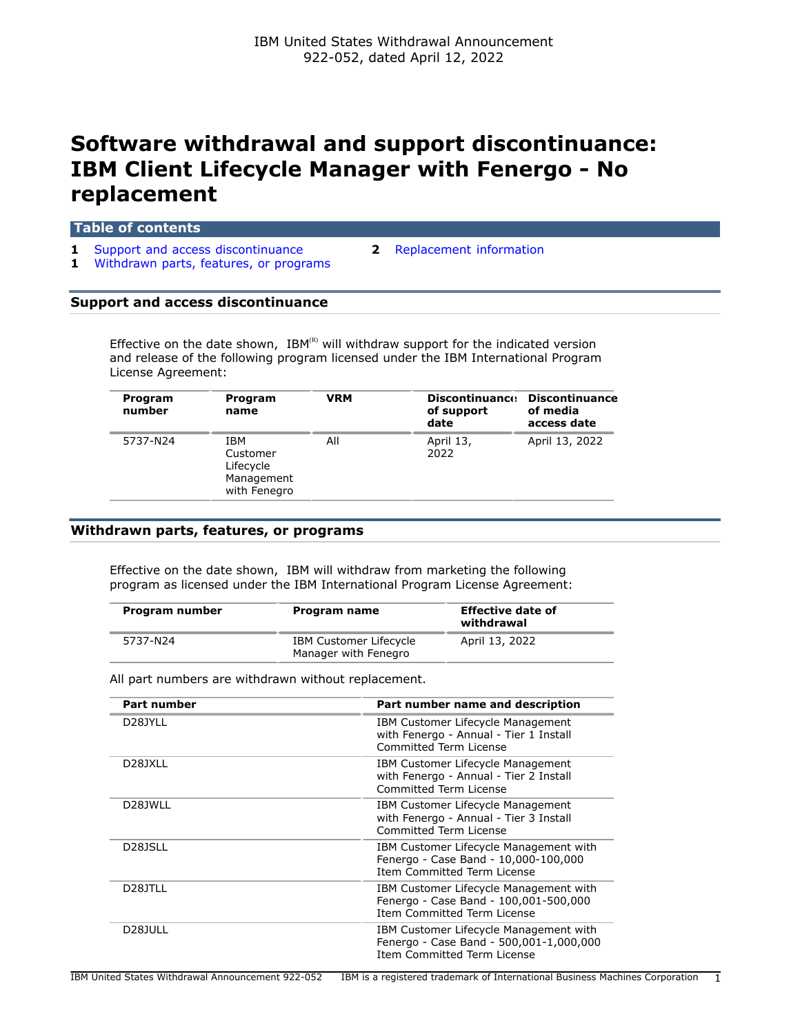IBM United States Withdrawal Announcement
922-052, dated April 12, 2022

# Software withdrawal and support discontinuance: IBM Client Lifecycle Manager with Fenergo - No replacement

## Table of contents

- 1 Support and access discontinuance
- 1 Withdrawn parts, features, or programs
- 2 Replacement information

## Support and access discontinuance

Effective on the date shown, IBM(R) will withdraw support for the indicated version and release of the following program licensed under the IBM International Program License Agreement:

| Program number | Program name | VRM | Discontinuance of support date | Discontinuance of media access date |
|---|---|---|---|---|
| 5737-N24 | IBM Customer Lifecycle Management with Fenegro | All | April 13, 2022 | April 13, 2022 |

## Withdrawn parts, features, or programs

Effective on the date shown, IBM will withdraw from marketing the following program as licensed under the IBM International Program License Agreement:

| Program number | Program name | Effective date of withdrawal |
|---|---|---|
| 5737-N24 | IBM Customer Lifecycle Manager with Fenegro | April 13, 2022 |

All part numbers are withdrawn without replacement.

| Part number | Part number name and description |
|---|---|
| D28JYLL | IBM Customer Lifecycle Management with Fenergo - Annual - Tier 1 Install Committed Term License |
| D28JXLL | IBM Customer Lifecycle Management with Fenergo - Annual - Tier 2 Install Committed Term License |
| D28JWLL | IBM Customer Lifecycle Management with Fenergo - Annual - Tier 3 Install Committed Term License |
| D28JSLL | IBM Customer Lifecycle Management with Fenergo - Case Band - 10,000-100,000 Item Committed Term License |
| D28JTLL | IBM Customer Lifecycle Management with Fenergo - Case Band - 100,001-500,000 Item Committed Term License |
| D28JULL | IBM Customer Lifecycle Management with Fenergo - Case Band - 500,001-1,000,000 Item Committed Term License |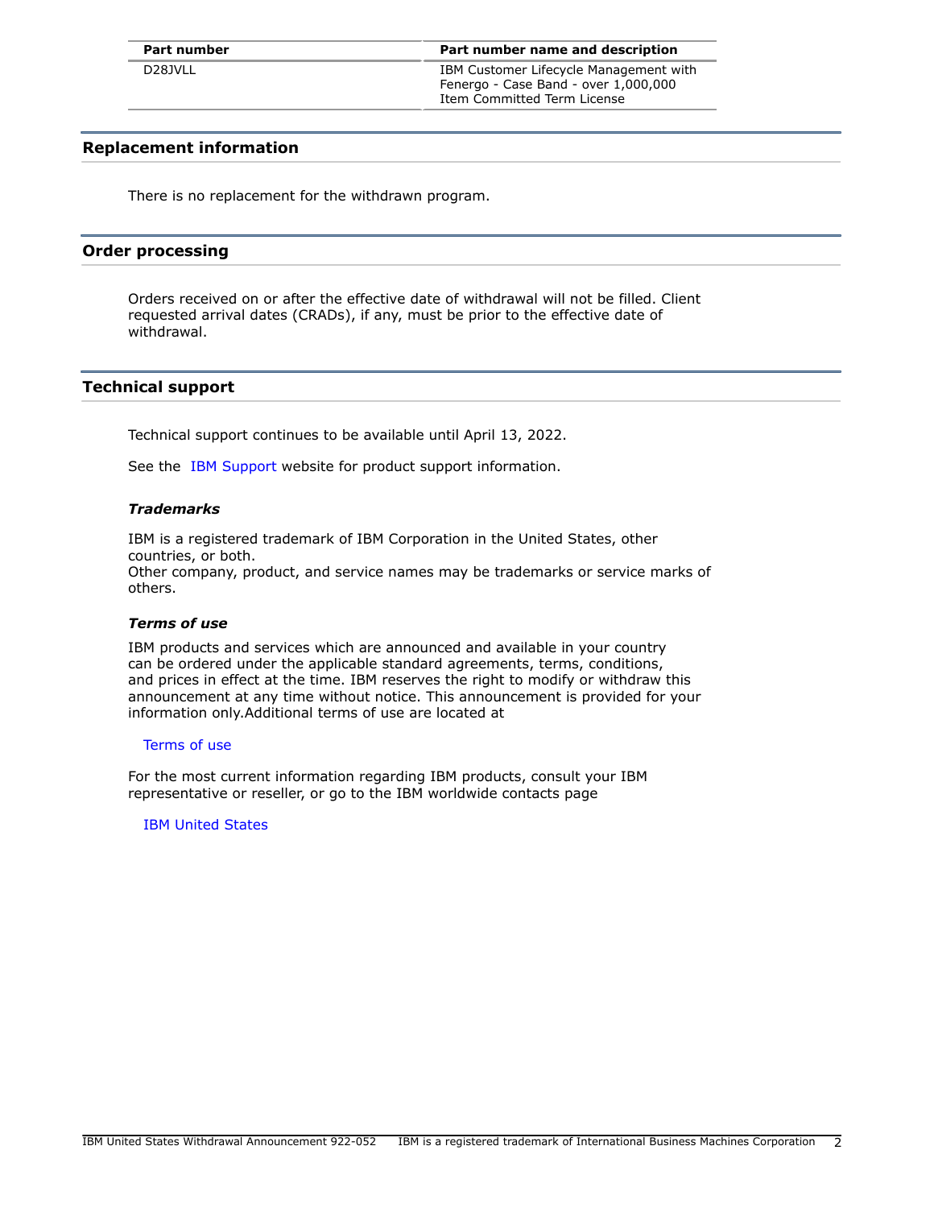| Part number | Part number name and description |
| --- | --- |
| D28JVLL | IBM Customer Lifecycle Management with Fenergo - Case Band - over 1,000,000 Item Committed Term License |

## Replacement information

There is no replacement for the withdrawn program.

## Order processing

Orders received on or after the effective date of withdrawal will not be filled. Client requested arrival dates (CRADs), if any, must be prior to the effective date of withdrawal.

## Technical support

Technical support continues to be available until April 13, 2022.

See the IBM Support website for product support information.

### *Trademarks*

IBM is a registered trademark of IBM Corporation in the United States, other countries, or both.
Other company, product, and service names may be trademarks or service marks of others.

### *Terms of use*

IBM products and services which are announced and available in your country can be ordered under the applicable standard agreements, terms, conditions, and prices in effect at the time. IBM reserves the right to modify or withdraw this announcement at any time without notice. This announcement is provided for your information only.Additional terms of use are located at

Terms of use

For the most current information regarding IBM products, consult your IBM representative or reseller, or go to the IBM worldwide contacts page

IBM United States